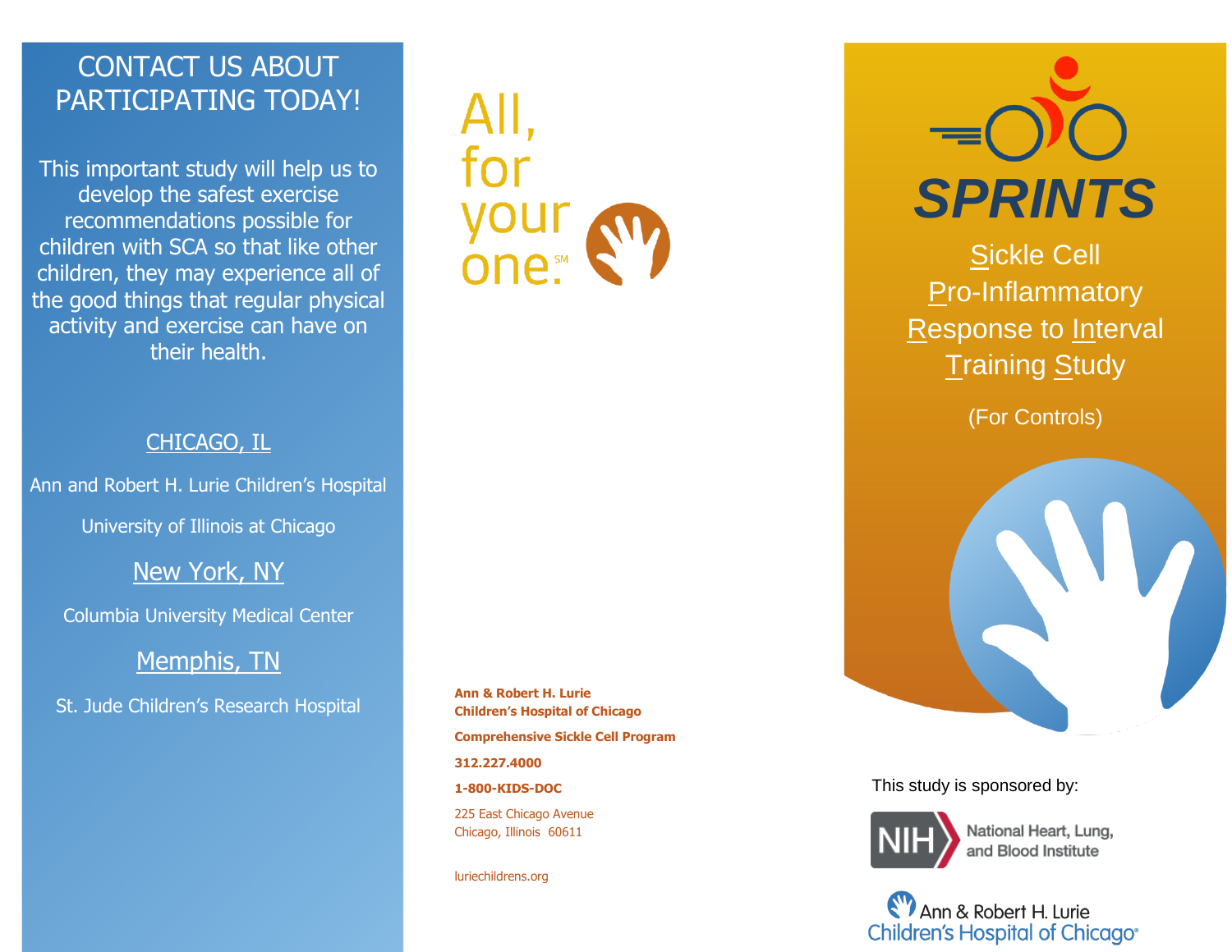# CONTACT US ABOUT PARTICIPATING TODAY!

This important study will help us to develop the safest exercise recommendations possible for children with SCA so that like other children, they may experience all of the good things that regular physical activity and exercise can have on their health.

## CHICAGO, IL

Ann and Robert H. Lurie Children's Hospital

University of Illinois at Chicago

## New York, NY

Columbia University Medical Center

## Memphis, TN

St. Jude Children's Research Hospital

All, for your one.[SM]

**Ann & Robert H. Lurie Children's Hospital of Chicago**

**Comprehensive Sickle Cell Program**

**312.227.4000**

**1-800-KIDS-DOC**

225 East Chicago Avenue
Chicago, Illinois 60611

luriechildrens.org

# SPRINTS

## Sickle Cell Pro-Inflammatory Response to Interval Training Study

(For Controls)

This study is sponsored by:

NIH National Heart, Lung, and Blood Institute

Ann & Robert H. Lurie Children's Hospital of Chicago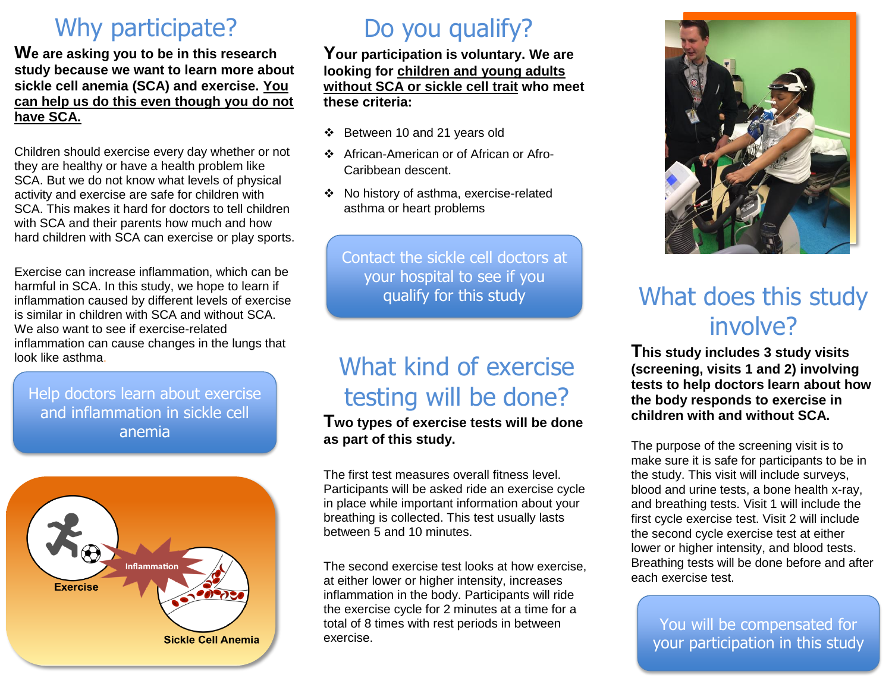# Why participate?

**We are asking you to be in this research study because we want to learn more about sickle cell anemia (SCA) and exercise. <u>You can help us do this even though you do not have SCA.</u>**

Children should exercise every day whether or not they are healthy or have a health problem like SCA. But we do not know what levels of physical activity and exercise are safe for children with SCA. This makes it hard for doctors to tell children with SCA and their parents how much and how hard children with SCA can exercise or play sports.

Exercise can increase inflammation, which can be harmful in SCA. In this study, we hope to learn if inflammation caused by different levels of exercise is similar in children with SCA and without SCA. We also want to see if exercise-related inflammation can cause changes in the lungs that look like asthma.

Help doctors learn about exercise and inflammation in sickle cell anemia

Exercise

Inflammation

Sickle Cell Anemia

# Do you qualify?

**Your participation is voluntary. We are looking for <u>children and young adults without SCA or sickle cell trait</u> who meet these criteria:**

- Between 10 and 21 years old
- African-American or of African or Afro-Caribbean descent.
- No history of asthma, exercise-related asthma or heart problems

Contact the sickle cell doctors at your hospital to see if you qualify for this study

# What kind of exercise testing will be done?

**Two types of exercise tests will be done as part of this study.**

The first test measures overall fitness level. Participants will be asked ride an exercise cycle in place while important information about your breathing is collected. This test usually lasts between 5 and 10 minutes.

The second exercise test looks at how exercise, at either lower or higher intensity, increases inflammation in the body. Participants will ride the exercise cycle for 2 minutes at a time for a total of 8 times with rest periods in between exercise.

# What does this study involve?

**This study includes 3 study visits (screening, visits 1 and 2) involving tests to help doctors learn about how the body responds to exercise in children with and without SCA.**

The purpose of the screening visit is to make sure it is safe for participants to be in the study. This visit will include surveys, blood and urine tests, a bone health x-ray, and breathing tests. Visit 1 will include the first cycle exercise test. Visit 2 will include the second cycle exercise test at either lower or higher intensity, and blood tests. Breathing tests will be done before and after each exercise test.

You will be compensated for your participation in this study